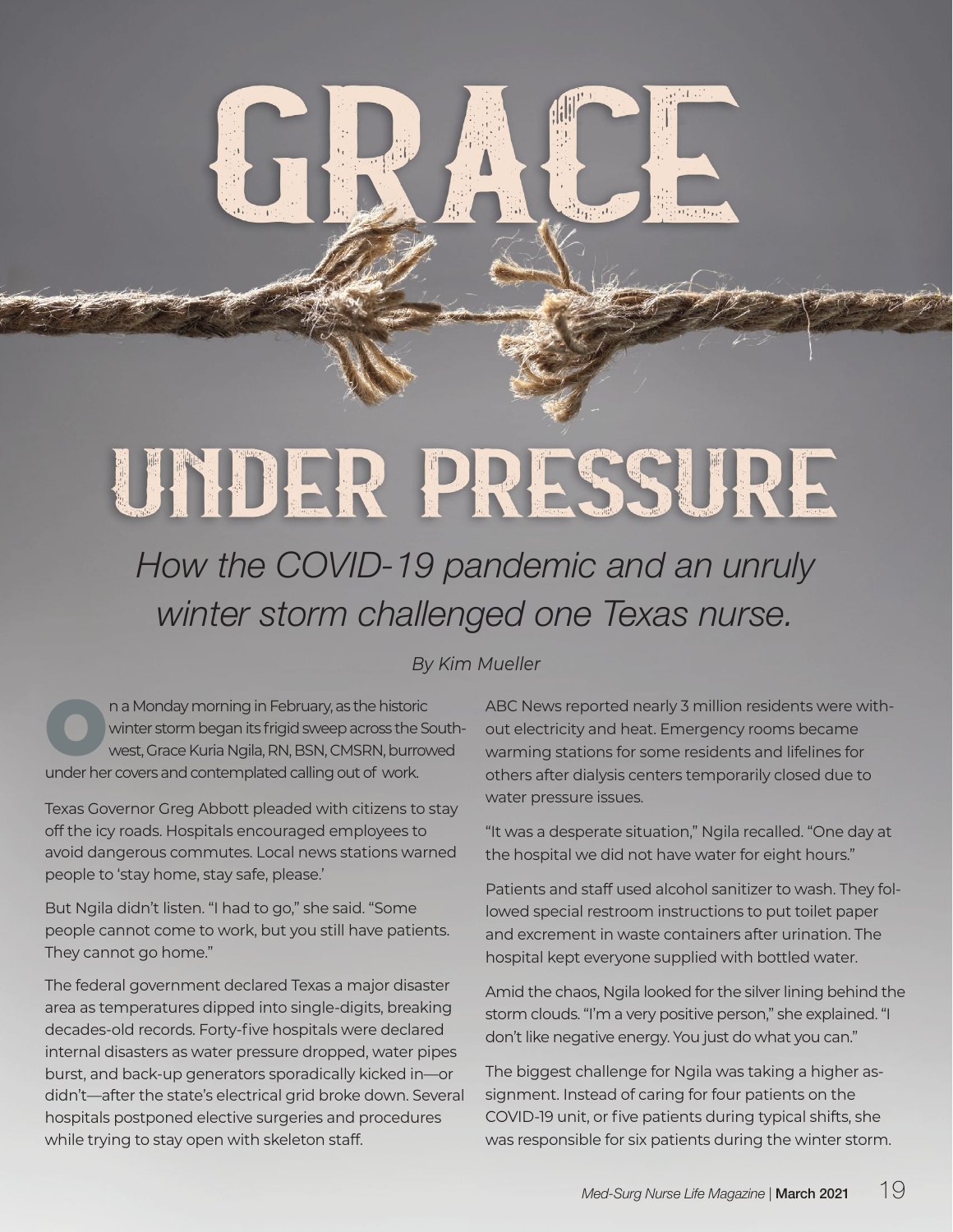# GRACE UNDER PRESSURE

*How the COVID-19 pandemic and an unruly winter storm challenged one Texas nurse.*

*By Kim Mueller*

On a Monday morning in February, as the historic winter storm began its frigid sweep across the Southwest, Grace Kuria Ngila, RN, BSN, CMSRN, burrowed under her covers and contemplated calling out of work.

Texas Governor Greg Abbott pleaded with citizens to stay off the icy roads. Hospitals encouraged employees to avoid dangerous commutes. Local news stations warned people to 'stay home, stay safe, please.'

But Ngila didn't listen. "I had to go," she said. "Some people cannot come to work, but you still have patients. They cannot go home."

The federal government declared Texas a major disaster area as temperatures dipped into single-digits, breaking decades-old records. Forty-five hospitals were declared internal disasters as water pressure dropped, water pipes burst, and back-up generators sporadically kicked in—or didn't—after the state's electrical grid broke down. Several hospitals postponed elective surgeries and procedures while trying to stay open with skeleton staff.

ABC News reported nearly 3 million residents were without electricity and heat. Emergency rooms became warming stations for some residents and lifelines for others after dialysis centers temporarily closed due to water pressure issues.

"It was a desperate situation," Ngila recalled. "One day at the hospital we did not have water for eight hours."

Patients and staff used alcohol sanitizer to wash. They followed special restroom instructions to put toilet paper and excrement in waste containers after urination. The hospital kept everyone supplied with bottled water.

Amid the chaos, Ngila looked for the silver lining behind the storm clouds. "I'm a very positive person," she explained. "I don't like negative energy. You just do what you can."

The biggest challenge for Ngila was taking a higher assignment. Instead of caring for four patients on the COVID-19 unit, or five patients during typical shifts, she was responsible for six patients during the winter storm.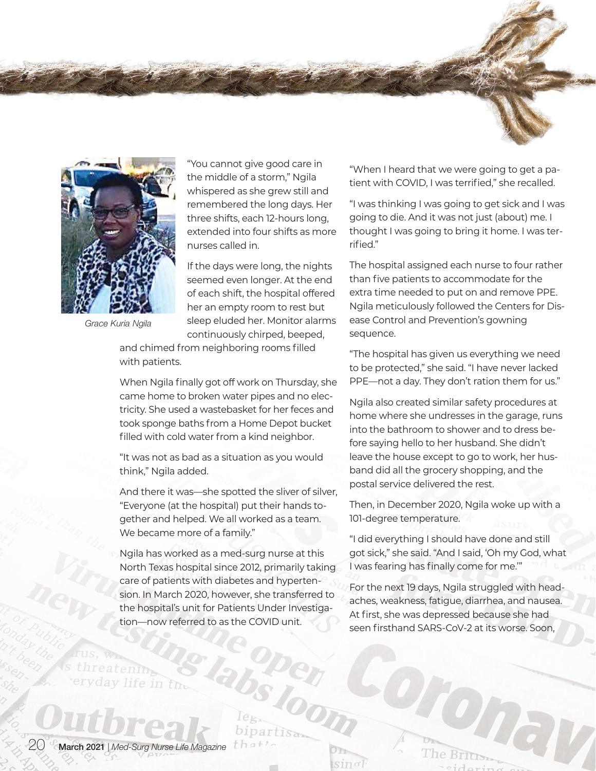Grace Kuria Ngila

"You cannot give good care in the middle of a storm," Ngila whispered as she grew still and remembered the long days. Her three shifts, each 12-hours long, extended into four shifts as more nurses called in.

If the days were long, the nights seemed even longer. At the end of each shift, the hospital offered her an empty room to rest but sleep eluded her. Monitor alarms continuously chirped, beeped, and chimed from neighboring rooms filled with patients.

When Ngila finally got off work on Thursday, she came home to broken water pipes and no electricity. She used a wastebasket for her feces and took sponge baths from a Home Depot bucket filled with cold water from a kind neighbor.

"It was not as bad as a situation as you would think," Ngila added.

And there it was—she spotted the sliver of silver, "Everyone (at the hospital) put their hands together and helped. We all worked as a team. We became more of a family."

Ngila has worked as a med-surg nurse at this North Texas hospital since 2012, primarily taking care of patients with diabetes and hypertension. In March 2020, however, she transferred to the hospital's unit for Patients Under Investigation—now referred to as the COVID unit.

"When I heard that we were going to get a patient with COVID, I was terrified," she recalled.

"I was thinking I was going to get sick and I was going to die. And it was not just (about) me. I thought I was going to bring it home. I was terrified."

The hospital assigned each nurse to four rather than five patients to accommodate for the extra time needed to put on and remove PPE. Ngila meticulously followed the Centers for Disease Control and Prevention's gowning sequence.

"The hospital has given us everything we need to be protected," she said. "I have never lacked PPE—not a day. They don't ration them for us."

Ngila also created similar safety procedures at home where she undresses in the garage, runs into the bathroom to shower and to dress before saying hello to her husband. She didn't leave the house except to go to work, her husband did all the grocery shopping, and the postal service delivered the rest.

Then, in December 2020, Ngila woke up with a 101-degree temperature.

"I did everything I should have done and still got sick," she said. "And I said, 'Oh my God, what I was fearing has finally come for me.'"

For the next 19 days, Ngila struggled with headaches, weakness, fatigue, diarrhea, and nausea. At first, she was depressed because she had seen firsthand SARS-CoV-2 at its worse. Soon,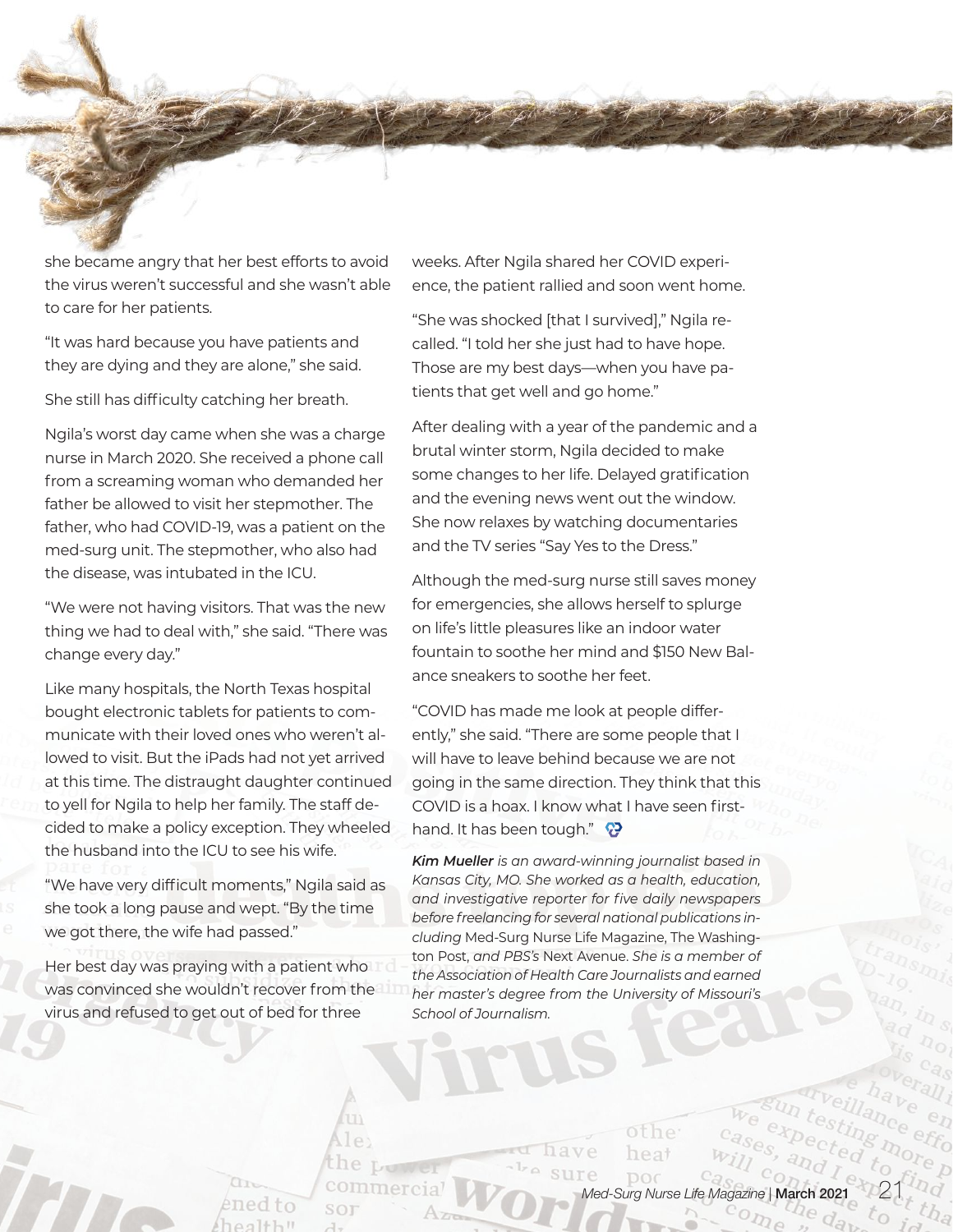she became angry that her best efforts to avoid the virus weren't successful and she wasn't able to care for her patients.

"It was hard because you have patients and they are dying and they are alone," she said.

She still has difficulty catching her breath.

Ngila's worst day came when she was a charge nurse in March 2020. She received a phone call from a screaming woman who demanded her father be allowed to visit her stepmother. The father, who had COVID-19, was a patient on the med-surg unit. The stepmother, who also had the disease, was intubated in the ICU.

"We were not having visitors. That was the new thing we had to deal with," she said. "There was change every day."

Like many hospitals, the North Texas hospital bought electronic tablets for patients to communicate with their loved ones who weren't allowed to visit. But the iPads had not yet arrived at this time. The distraught daughter continued to yell for Ngila to help her family. The staff decided to make a policy exception. They wheeled the husband into the ICU to see his wife.

"We have very difficult moments," Ngila said as she took a long pause and wept. "By the time we got there, the wife had passed."

Her best day was praying with a patient who was convinced she wouldn't recover from the virus and refused to get out of bed for three weeks. After Ngila shared her COVID experience, the patient rallied and soon went home.

"She was shocked [that I survived]," Ngila recalled. "I told her she just had to have hope. Those are my best days—when you have patients that get well and go home."

After dealing with a year of the pandemic and a brutal winter storm, Ngila decided to make some changes to her life. Delayed gratification and the evening news went out the window. She now relaxes by watching documentaries and the TV series "Say Yes to the Dress."

Although the med-surg nurse still saves money for emergencies, she allows herself to splurge on life's little pleasures like an indoor water fountain to soothe her mind and $150 New Balance sneakers to soothe her feet.

"COVID has made me look at people differently," she said. "There are some people that I will have to leave behind because we are not going in the same direction. They think that this COVID is a hoax. I know what I have seen firsthand. It has been tough."

***Kim Mueller** is an award-winning journalist based in Kansas City, MO. She worked as a health, education, and investigative reporter for five daily newspapers before freelancing for several national publications including* Med-Surg Nurse Life Magazine, The Washington Post, *and PBS's* Next Avenue. *She is a member of the Association of Health Care Journalists and earned her master's degree from the University of Missouri's School of Journalism.*